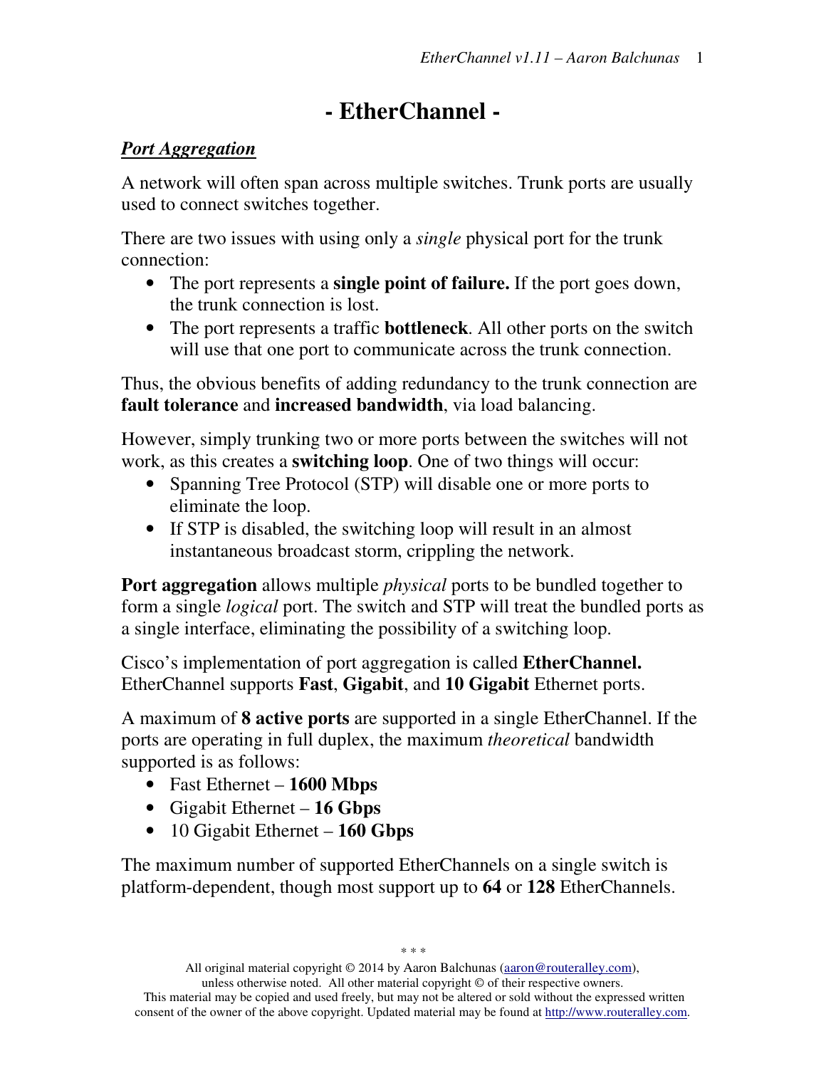# - EtherChannel -

## *Port Aggregation*

A network will often span across multiple switches. Trunk ports are usually used to connect switches together.

There are two issues with using only a *single* physical port for the trunk connection:

- The port represents a **single point of failure.** If the port goes down, the trunk connection is lost.
- The port represents a traffic **bottleneck**. All other ports on the switch will use that one port to communicate across the trunk connection.

Thus, the obvious benefits of adding redundancy to the trunk connection are **fault tolerance** and **increased bandwidth**, via load balancing.

However, simply trunking two or more ports between the switches will not work, as this creates a **switching loop**. One of two things will occur:

- Spanning Tree Protocol (STP) will disable one or more ports to eliminate the loop.
- If STP is disabled, the switching loop will result in an almost instantaneous broadcast storm, crippling the network.

**Port aggregation** allows multiple *physical* ports to be bundled together to form a single *logical* port. The switch and STP will treat the bundled ports as a single interface, eliminating the possibility of a switching loop.

Cisco's implementation of port aggregation is called **EtherChannel.** EtherChannel supports **Fast**, **Gigabit**, and **10 Gigabit** Ethernet ports.

A maximum of **8 active ports** are supported in a single EtherChannel. If the ports are operating in full duplex, the maximum *theoretical* bandwidth supported is as follows:

- Fast Ethernet – **1600 Mbps**
- Gigabit Ethernet – **16 Gbps**
- 10 Gigabit Ethernet – **160 Gbps**

The maximum number of supported EtherChannels on a single switch is platform-dependent, though most support up to **64** or **128** EtherChannels.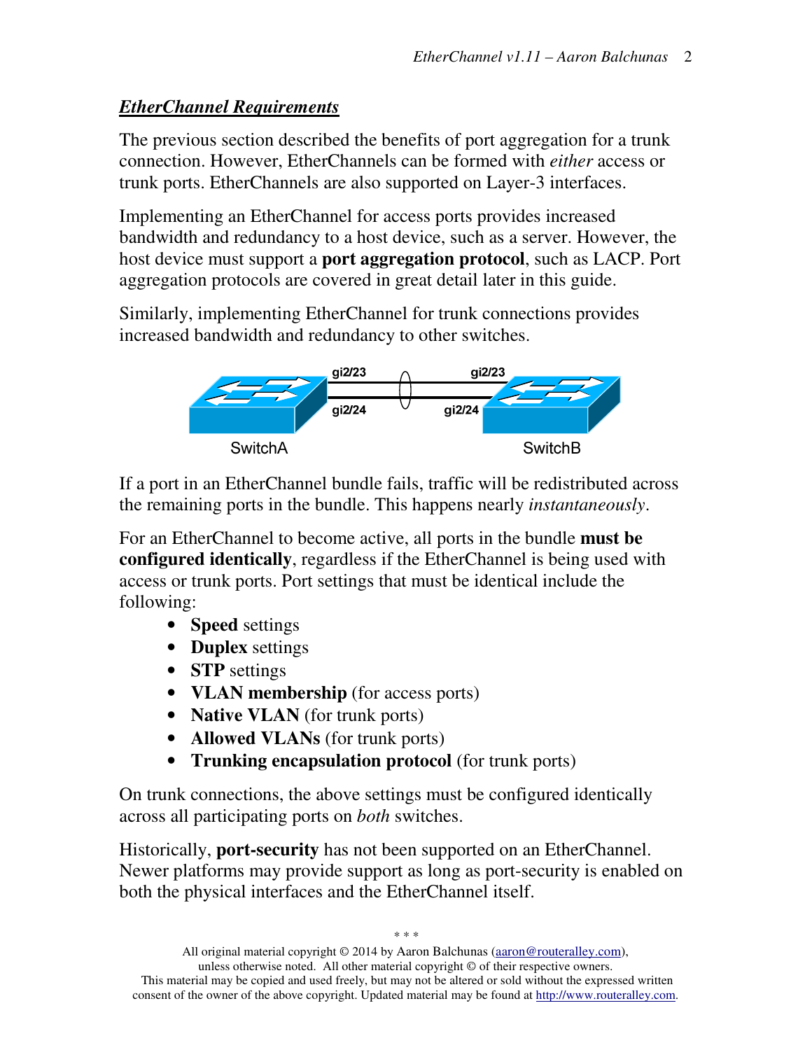## ***EtherChannel Requirements***

The previous section described the benefits of port aggregation for a trunk connection. However, EtherChannels can be formed with *either* access or trunk ports. EtherChannels are also supported on Layer-3 interfaces.

Implementing an EtherChannel for access ports provides increased bandwidth and redundancy to a host device, such as a server. However, the host device must support a **port aggregation protocol**, such as LACP. Port aggregation protocols are covered in great detail later in this guide.

Similarly, implementing EtherChannel for trunk connections provides increased bandwidth and redundancy to other switches.

If a port in an EtherChannel bundle fails, traffic will be redistributed across the remaining ports in the bundle. This happens nearly *instantaneously*.

For an EtherChannel to become active, all ports in the bundle **must be configured identically**, regardless if the EtherChannel is being used with access or trunk ports. Port settings that must be identical include the following:

- **Speed** settings
- **Duplex** settings
- **STP** settings
- **VLAN membership** (for access ports)
- **Native VLAN** (for trunk ports)
- **Allowed VLANs** (for trunk ports)
- **Trunking encapsulation protocol** (for trunk ports)

On trunk connections, the above settings must be configured identically across all participating ports on *both* switches.

Historically, **port-security** has not been supported on an EtherChannel. Newer platforms may provide support as long as port-security is enabled on both the physical interfaces and the EtherChannel itself.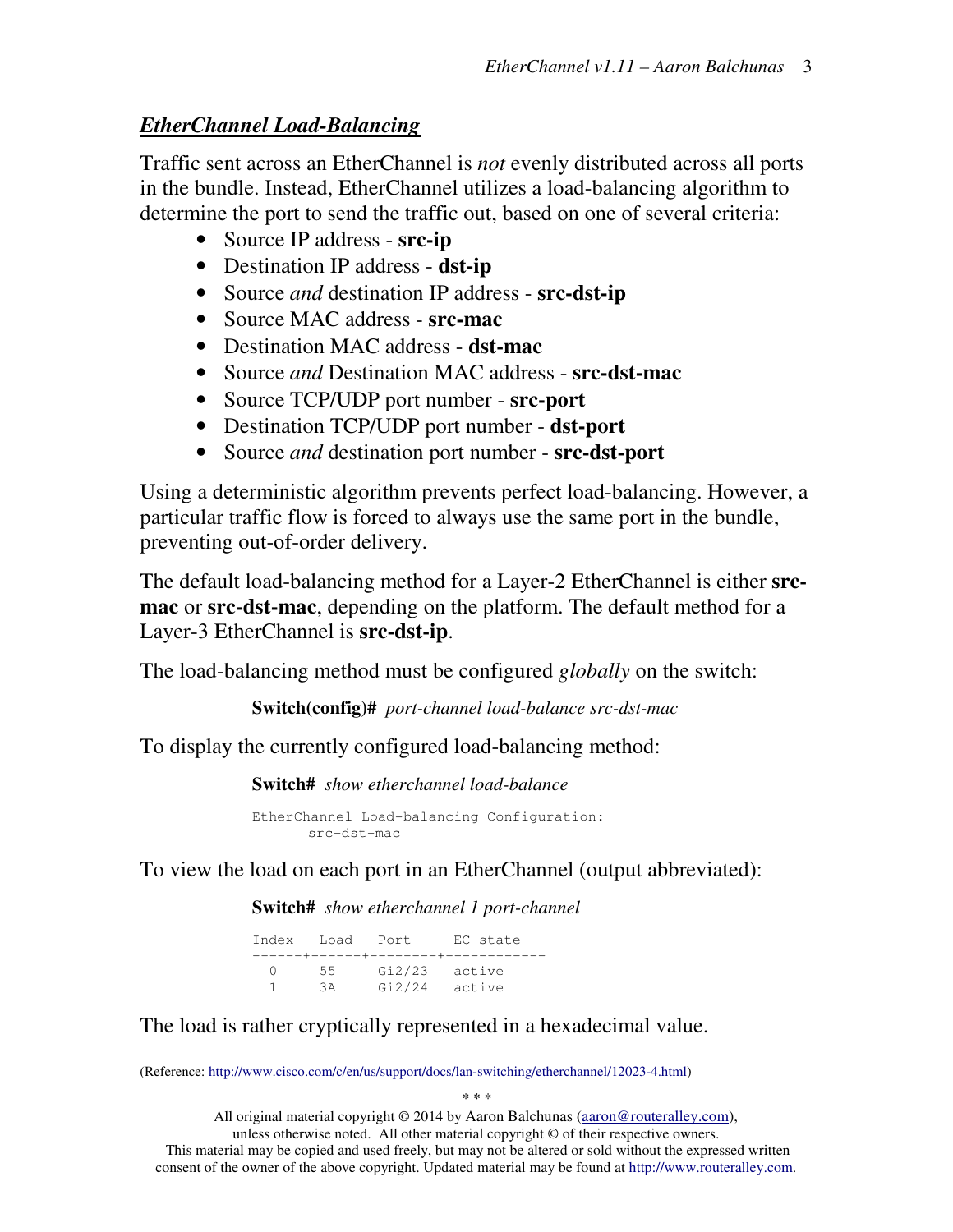## *EtherChannel Load-Balancing*

Traffic sent across an EtherChannel is *not* evenly distributed across all ports in the bundle. Instead, EtherChannel utilizes a load-balancing algorithm to determine the port to send the traffic out, based on one of several criteria:

- Source IP address - **src-ip**
- Destination IP address - **dst-ip**
- Source *and* destination IP address - **src-dst-ip**
- Source MAC address - **src-mac**
- Destination MAC address - **dst-mac**
- Source *and* Destination MAC address - **src-dst-mac**
- Source TCP/UDP port number - **src-port**
- Destination TCP/UDP port number - **dst-port**
- Source *and* destination port number - **src-dst-port**

Using a deterministic algorithm prevents perfect load-balancing. However, a particular traffic flow is forced to always use the same port in the bundle, preventing out-of-order delivery.

The default load-balancing method for a Layer-2 EtherChannel is either **src-mac** or **src-dst-mac**, depending on the platform. The default method for a Layer-3 EtherChannel is **src-dst-ip**.

The load-balancing method must be configured *globally* on the switch:

**Switch(config)#** *port-channel load-balance src-dst-mac*

To display the currently configured load-balancing method:

**Switch#** *show etherchannel load-balance*

```
EtherChannel Load-balancing Configuration:
      src-dst-mac
```

To view the load on each port in an EtherChannel (output abbreviated):

**Switch#** *show etherchannel 1 port-channel*

```
Index   Load   Port     EC state
------+------+--------+------------
  0     55     Gi2/23   active
  1     3A     Gi2/24   active
```

The load is rather cryptically represented in a hexadecimal value.

(Reference: http://www.cisco.com/c/en/us/support/docs/lan-switching/etherchannel/12023-4.html)

\* \* \*

All original material copyright © 2014 by Aaron Balchunas (aaron@routeralley.com), unless otherwise noted. All other material copyright © of their respective owners. This material may be copied and used freely, but may not be altered or sold without the expressed written consent of the owner of the above copyright. Updated material may be found at http://www.routeralley.com.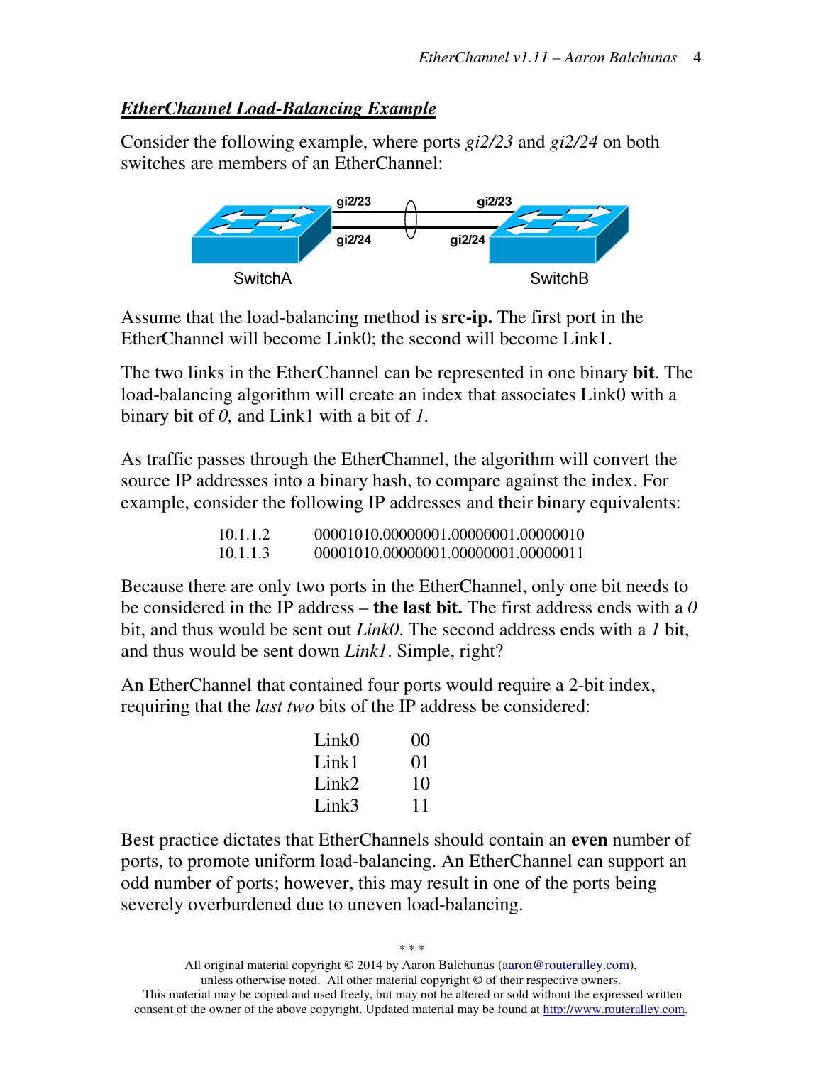## *EtherChannel Load-Balancing Example*

Consider the following example, where ports *gi2/23* and *gi2/24* on both switches are members of an EtherChannel:

Assume that the load-balancing method is **src-ip.** The first port in the EtherChannel will become Link0; the second will become Link1.

The two links in the EtherChannel can be represented in one binary **bit**. The load-balancing algorithm will create an index that associates Link0 with a binary bit of *0,* and Link1 with a bit of *1*.

As traffic passes through the EtherChannel, the algorithm will convert the source IP addresses into a binary hash, to compare against the index. For example, consider the following IP addresses and their binary equivalents:

| | |
|---|---|
| 10.1.1.2 | 00001010.00000001.00000001.00000010 |
| 10.1.1.3 | 00001010.00000001.00000001.00000011 |

Because there are only two ports in the EtherChannel, only one bit needs to be considered in the IP address – **the last bit.** The first address ends with a *0* bit, and thus would be sent out *Link0*. The second address ends with a *1* bit, and thus would be sent down *Link1*. Simple, right?

An EtherChannel that contained four ports would require a 2-bit index, requiring that the *last two* bits of the IP address be considered:

| | |
|---|---|
| Link0 | 00 |
| Link1 | 01 |
| Link2 | 10 |
| Link3 | 11 |

Best practice dictates that EtherChannels should contain an **even** number of ports, to promote uniform load-balancing. An EtherChannel can support an odd number of ports; however, this may result in one of the ports being severely overburdened due to uneven load-balancing.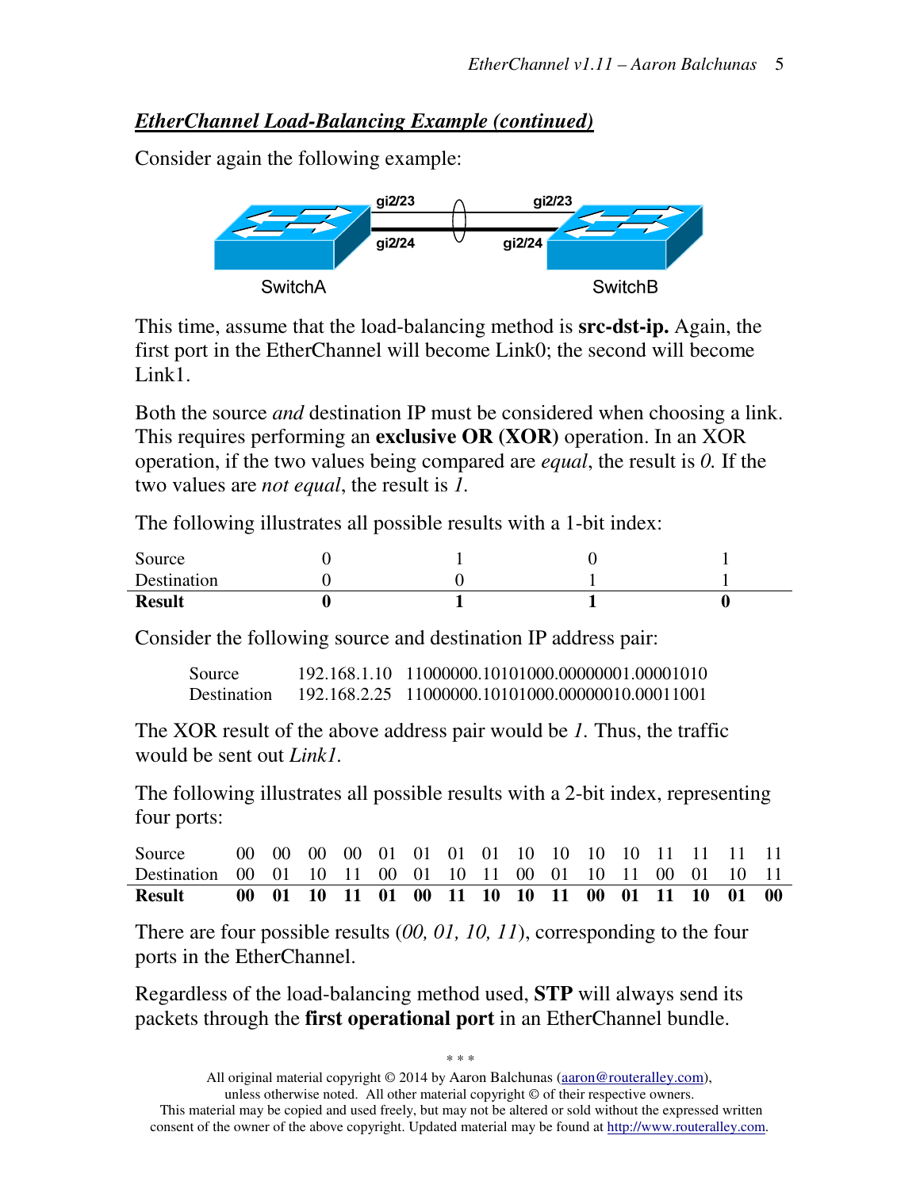## *EtherChannel Load-Balancing Example (continued)*

Consider again the following example:

This time, assume that the load-balancing method is **src-dst-ip.** Again, the first port in the EtherChannel will become Link0; the second will become Link1.

Both the source *and* destination IP must be considered when choosing a link. This requires performing an **exclusive OR (XOR)** operation. In an XOR operation, if the two values being compared are *equal*, the result is *0*. If the two values are *not equal*, the result is *1*.

The following illustrates all possible results with a 1-bit index:

| | | | | |
|---|---|---|---|---|
| Source | 0 | 1 | 0 | 1 |
| Destination | 0 | 0 | 1 | 1 |
| **Result** | **0** | **1** | **1** | **0** |

Consider the following source and destination IP address pair:

| | | |
|---|---|---|
| Source | 192.168.1.10 | 11000000.10101000.00000001.00001010 |
| Destination | 192.168.2.25 | 11000000.10101000.00000010.00011001 |

The XOR result of the above address pair would be *1*. Thus, the traffic would be sent out *Link1*.

The following illustrates all possible results with a 2-bit index, representing four ports:

| | | | | | | | | | | | | | | | | |
|---|---|---|---|---|---|---|---|---|---|---|---|---|---|---|---|---|
| Source | 00 | 00 | 00 | 00 | 01 | 01 | 01 | 01 | 10 | 10 | 10 | 10 | 11 | 11 | 11 | 11 |
| Destination | 00 | 01 | 10 | 11 | 00 | 01 | 10 | 11 | 00 | 01 | 10 | 11 | 00 | 01 | 10 | 11 |
| **Result** | **00** | **01** | **10** | **11** | **01** | **00** | **11** | **10** | **10** | **11** | **00** | **01** | **11** | **10** | **01** | **00** |

There are four possible results (*00, 01, 10, 11*), corresponding to the four ports in the EtherChannel.

Regardless of the load-balancing method used, **STP** will always send its packets through the **first operational port** in an EtherChannel bundle.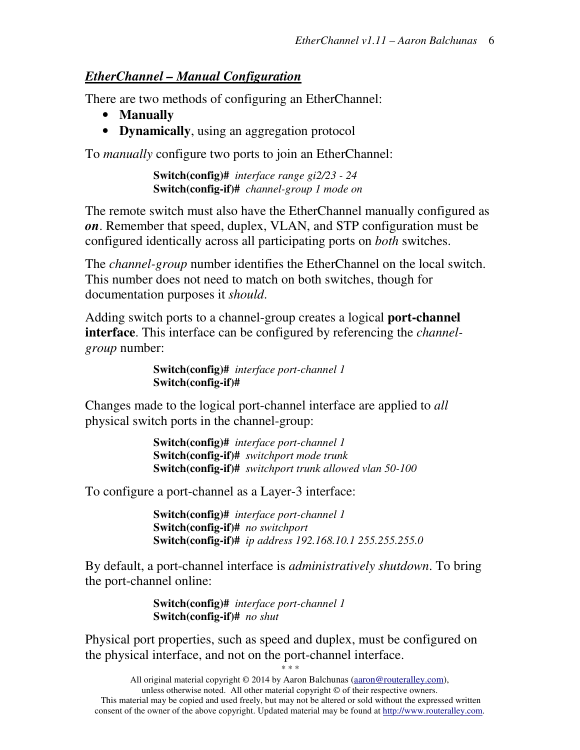## ***EtherChannel – Manual Configuration***

There are two methods of configuring an EtherChannel:

- **Manually**
- **Dynamically**, using an aggregation protocol

To *manually* configure two ports to join an EtherChannel:

```
Switch(config)# interface range gi2/23 - 24
Switch(config-if)# channel-group 1 mode on
```

The remote switch must also have the EtherChannel manually configured as ***on***. Remember that speed, duplex, VLAN, and STP configuration must be configured identically across all participating ports on *both* switches.

The *channel-group* number identifies the EtherChannel on the local switch. This number does not need to match on both switches, though for documentation purposes it *should*.

Adding switch ports to a channel-group creates a logical **port-channel interface**. This interface can be configured by referencing the *channel-group* number:

```
Switch(config)# interface port-channel 1
Switch(config-if)#
```

Changes made to the logical port-channel interface are applied to *all* physical switch ports in the channel-group:

```
Switch(config)# interface port-channel 1
Switch(config-if)# switchport mode trunk
Switch(config-if)# switchport trunk allowed vlan 50-100
```

To configure a port-channel as a Layer-3 interface:

```
Switch(config)# interface port-channel 1
Switch(config-if)# no switchport
Switch(config-if)# ip address 192.168.10.1 255.255.255.0
```

By default, a port-channel interface is *administratively shutdown*. To bring the port-channel online:

```
Switch(config)# interface port-channel 1
Switch(config-if)# no shut
```

Physical port properties, such as speed and duplex, must be configured on the physical interface, and not on the port-channel interface.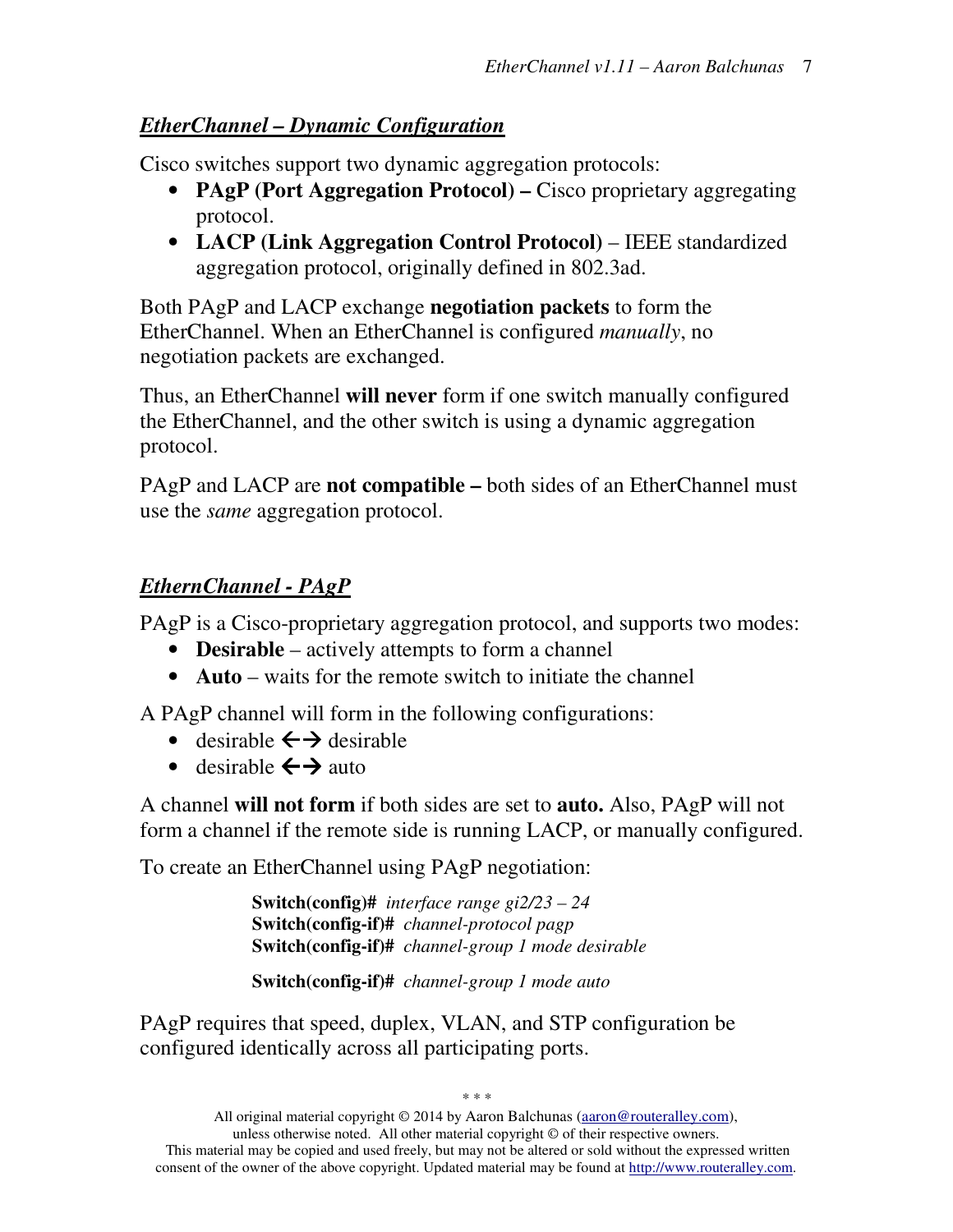## *EtherChannel – Dynamic Configuration*

Cisco switches support two dynamic aggregation protocols:

- **PAgP (Port Aggregation Protocol) –** Cisco proprietary aggregating protocol.
- **LACP (Link Aggregation Control Protocol)** – IEEE standardized aggregation protocol, originally defined in 802.3ad.

Both PAgP and LACP exchange **negotiation packets** to form the EtherChannel. When an EtherChannel is configured *manually*, no negotiation packets are exchanged.

Thus, an EtherChannel **will never** form if one switch manually configured the EtherChannel, and the other switch is using a dynamic aggregation protocol.

PAgP and LACP are **not compatible –** both sides of an EtherChannel must use the *same* aggregation protocol.

## *EthernChannel - PAgP*

PAgP is a Cisco-proprietary aggregation protocol, and supports two modes:

- **Desirable** – actively attempts to form a channel
- **Auto** – waits for the remote switch to initiate the channel

A PAgP channel will form in the following configurations:

- desirable ←→ desirable
- desirable ←→ auto

A channel **will not form** if both sides are set to **auto.** Also, PAgP will not form a channel if the remote side is running LACP, or manually configured.

To create an EtherChannel using PAgP negotiation:

```
Switch(config)#  interface range gi2/23 – 24
Switch(config-if)#  channel-protocol pagp
Switch(config-if)#  channel-group 1 mode desirable

Switch(config-if)#  channel-group 1 mode auto
```

PAgP requires that speed, duplex, VLAN, and STP configuration be configured identically across all participating ports.

\* \* \*

All original material copyright © 2014 by Aaron Balchunas (aaron@routeralley.com), unless otherwise noted. All other material copyright © of their respective owners. This material may be copied and used freely, but may not be altered or sold without the expressed written consent of the owner of the above copyright. Updated material may be found at http://www.routeralley.com.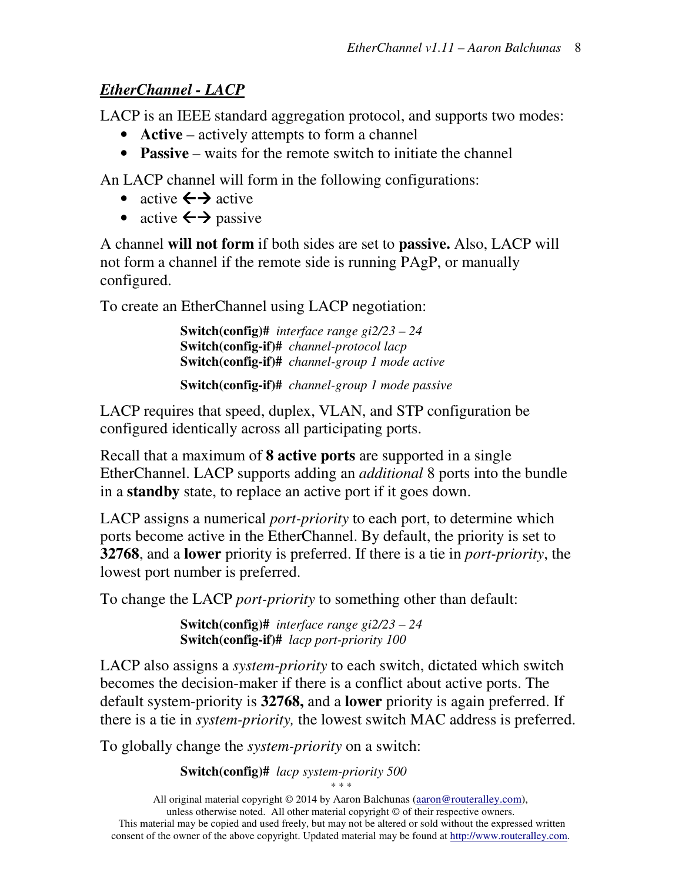## *EtherChannel - LACP*

LACP is an IEEE standard aggregation protocol, and supports two modes:

- **Active** – actively attempts to form a channel
- **Passive** – waits for the remote switch to initiate the channel

An LACP channel will form in the following configurations:

- active ←→ active
- active ←→ passive

A channel **will not form** if both sides are set to **passive.** Also, LACP will not form a channel if the remote side is running PAgP, or manually configured.

To create an EtherChannel using LACP negotiation:

```
Switch(config)#  interface range gi2/23 – 24
Switch(config-if)#  channel-protocol lacp
Switch(config-if)#  channel-group 1 mode active

Switch(config-if)#  channel-group 1 mode passive
```

LACP requires that speed, duplex, VLAN, and STP configuration be configured identically across all participating ports.

Recall that a maximum of **8 active ports** are supported in a single EtherChannel. LACP supports adding an *additional* 8 ports into the bundle in a **standby** state, to replace an active port if it goes down.

LACP assigns a numerical *port-priority* to each port, to determine which ports become active in the EtherChannel. By default, the priority is set to **32768**, and a **lower** priority is preferred. If there is a tie in *port-priority*, the lowest port number is preferred.

To change the LACP *port-priority* to something other than default:

```
Switch(config)#  interface range gi2/23 – 24
Switch(config-if)#  lacp port-priority 100
```

LACP also assigns a *system-priority* to each switch, dictated which switch becomes the decision-maker if there is a conflict about active ports. The default system-priority is **32768,** and a **lower** priority is again preferred. If there is a tie in *system-priority,* the lowest switch MAC address is preferred.

To globally change the *system-priority* on a switch:

```
Switch(config)#  lacp system-priority 500
```

\* \* \*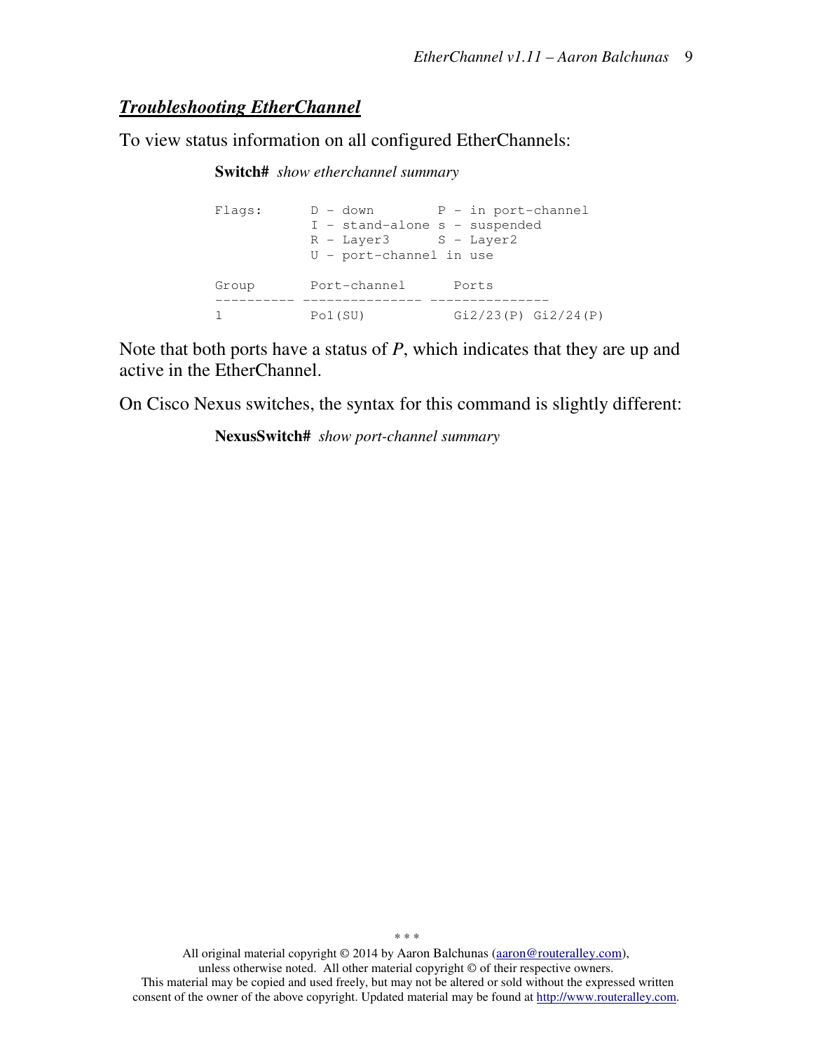## ***Troubleshooting EtherChannel***

To view status information on all configured EtherChannels:

**Switch#** *show etherchannel summary*

```
Flags:      D - down        P - in port-channel
            I - stand-alone s - suspended
            R - Layer3      S - Layer2
            U - port-channel in use

Group       Port-channel      Ports
---------- --------------- ---------------
1           Po1(SU)           Gi2/23(P) Gi2/24(P)
```

Note that both ports have a status of *P*, which indicates that they are up and active in the EtherChannel.

On Cisco Nexus switches, the syntax for this command is slightly different:

**NexusSwitch#** *show port-channel summary*

\* \* \*

All original material copyright © 2014 by Aaron Balchunas (aaron@routeralley.com), unless otherwise noted. All other material copyright © of their respective owners. This material may be copied and used freely, but may not be altered or sold without the expressed written consent of the owner of the above copyright. Updated material may be found at http://www.routeralley.com.